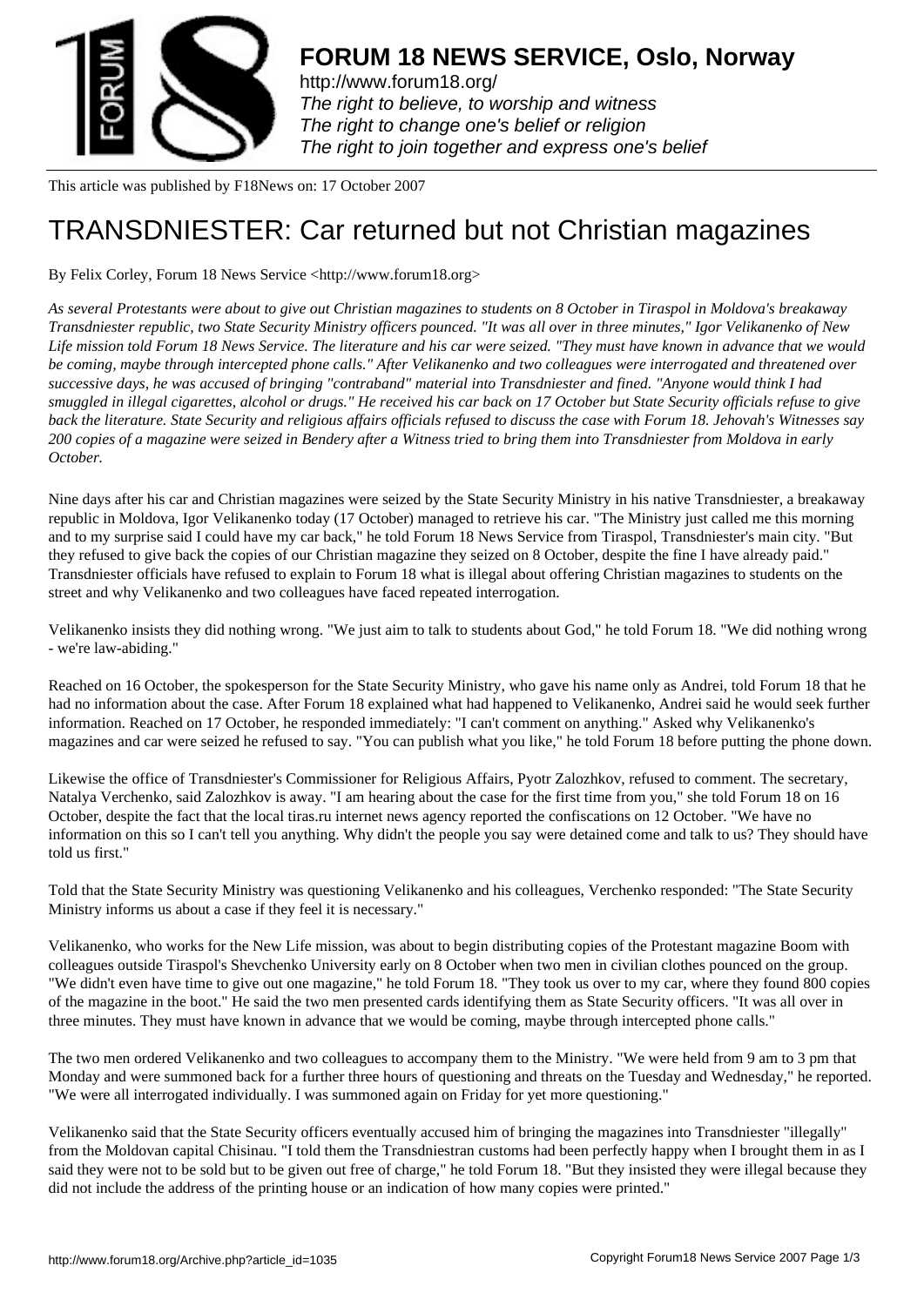# FORUM 18 NEWS SERVICE, Oslo, Norway

http://www.forum18.org/
*The right to believe, to worship and witness*
*The right to change one's belief or religion*
*The right to join together and express one's belief*

This article was published by F18News on: 17 October 2007

# TRANSDNIESTER: Car returned but not Christian magazines

By Felix Corley, Forum 18 News Service <http://www.forum18.org>

*As several Protestants were about to give out Christian magazines to students on 8 October in Tiraspol in Moldova's breakaway Transdniester republic, two State Security Ministry officers pounced. "It was all over in three minutes," Igor Velikanenko of New Life mission told Forum 18 News Service. The literature and his car were seized. "They must have known in advance that we would be coming, maybe through intercepted phone calls." After Velikanenko and two colleagues were interrogated and threatened over successive days, he was accused of bringing "contraband" material into Transdniester and fined. "Anyone would think I had smuggled in illegal cigarettes, alcohol or drugs." He received his car back on 17 October but State Security officials refuse to give back the literature. State Security and religious affairs officials refused to discuss the case with Forum 18. Jehovah's Witnesses say 200 copies of a magazine were seized in Bendery after a Witness tried to bring them into Transdniester from Moldova in early October.*

Nine days after his car and Christian magazines were seized by the State Security Ministry in his native Transdniester, a breakaway republic in Moldova, Igor Velikanenko today (17 October) managed to retrieve his car. "The Ministry just called me this morning and to my surprise said I could have my car back," he told Forum 18 News Service from Tiraspol, Transdniester's main city. "But they refused to give back the copies of our Christian magazine they seized on 8 October, despite the fine I have already paid." Transdniester officials have refused to explain to Forum 18 what is illegal about offering Christian magazines to students on the street and why Velikanenko and two colleagues have faced repeated interrogation.

Velikanenko insists they did nothing wrong. "We just aim to talk to students about God," he told Forum 18. "We did nothing wrong - we're law-abiding."

Reached on 16 October, the spokesperson for the State Security Ministry, who gave his name only as Andrei, told Forum 18 that he had no information about the case. After Forum 18 explained what had happened to Velikanenko, Andrei said he would seek further information. Reached on 17 October, he responded immediately: "I can't comment on anything." Asked why Velikanenko's magazines and car were seized he refused to say. "You can publish what you like," he told Forum 18 before putting the phone down.

Likewise the office of Transdniester's Commissioner for Religious Affairs, Pyotr Zalozhkov, refused to comment. The secretary, Natalya Verchenko, said Zalozhkov is away. "I am hearing about the case for the first time from you," she told Forum 18 on 16 October, despite the fact that the local tiras.ru internet news agency reported the confiscations on 12 October. "We have no information on this so I can't tell you anything. Why didn't the people you say were detained come and talk to us? They should have told us first."

Told that the State Security Ministry was questioning Velikanenko and his colleagues, Verchenko responded: "The State Security Ministry informs us about a case if they feel it is necessary."

Velikanenko, who works for the New Life mission, was about to begin distributing copies of the Protestant magazine Boom with colleagues outside Tiraspol's Shevchenko University early on 8 October when two men in civilian clothes pounced on the group. "We didn't even have time to give out one magazine," he told Forum 18. "They took us over to my car, where they found 800 copies of the magazine in the boot." He said the two men presented cards identifying them as State Security officers. "It was all over in three minutes. They must have known in advance that we would be coming, maybe through intercepted phone calls."

The two men ordered Velikanenko and two colleagues to accompany them to the Ministry. "We were held from 9 am to 3 pm that Monday and were summoned back for a further three hours of questioning and threats on the Tuesday and Wednesday," he reported. "We were all interrogated individually. I was summoned again on Friday for yet more questioning."

Velikanenko said that the State Security officers eventually accused him of bringing the magazines into Transdniester "illegally" from the Moldovan capital Chisinau. "I told them the Transdniestran customs had been perfectly happy when I brought them in as I said they were not to be sold but to be given out free of charge," he told Forum 18. "But they insisted they were illegal because they did not include the address of the printing house or an indication of how many copies were printed."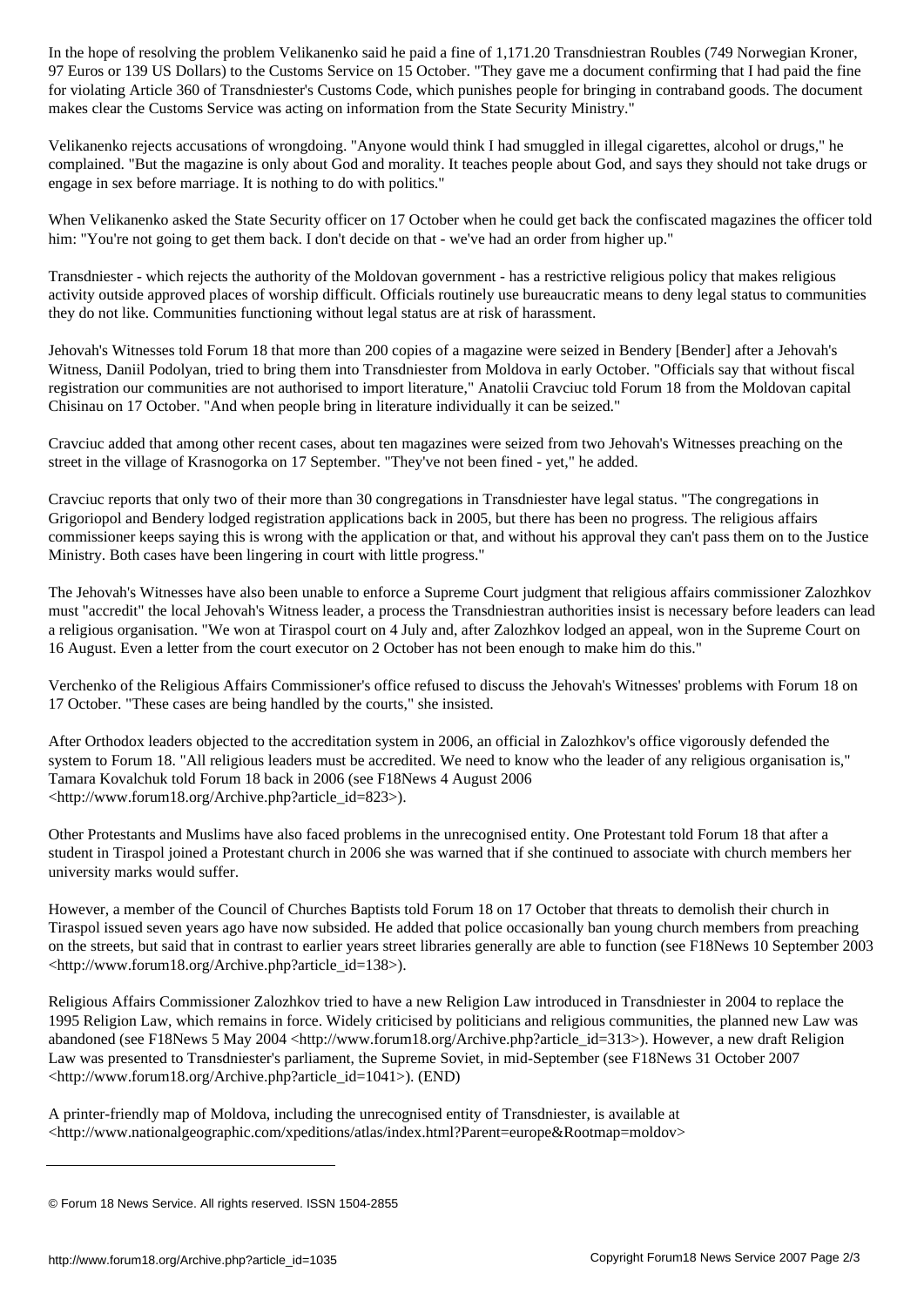In the hope of resolving the problem Velikanenko said he paid a fine of 1,171.20 Transdniestran Roubles (749 Norwegian Kroner, 97 Euros or 139 US Dollars) to the Customs Service on 15 October. "They gave me a document confirming that I had paid the fine for violating Article 360 of Transdniester's Customs Code, which punishes people for bringing in contraband goods. The document makes clear the Customs Service was acting on information from the State Security Ministry."

Velikanenko rejects accusations of wrongdoing. "Anyone would think I had smuggled in illegal cigarettes, alcohol or drugs," he complained. "But the magazine is only about God and morality. It teaches people about God, and says they should not take drugs or engage in sex before marriage. It is nothing to do with politics."

When Velikanenko asked the State Security officer on 17 October when he could get back the confiscated magazines the officer told him: "You're not going to get them back. I don't decide on that - we've had an order from higher up."

Transdniester - which rejects the authority of the Moldovan government - has a restrictive religious policy that makes religious activity outside approved places of worship difficult. Officials routinely use bureaucratic means to deny legal status to communities they do not like. Communities functioning without legal status are at risk of harassment.

Jehovah's Witnesses told Forum 18 that more than 200 copies of a magazine were seized in Bendery [Bender] after a Jehovah's Witness, Daniil Podolyan, tried to bring them into Transdniester from Moldova in early October. "Officials say that without fiscal registration our communities are not authorised to import literature," Anatolii Cravciuc told Forum 18 from the Moldovan capital Chisinau on 17 October. "And when people bring in literature individually it can be seized."

Cravciuc added that among other recent cases, about ten magazines were seized from two Jehovah's Witnesses preaching on the street in the village of Krasnogorka on 17 September. "They've not been fined - yet," he added.

Cravciuc reports that only two of their more than 30 congregations in Transdniester have legal status. "The congregations in Grigoriopol and Bendery lodged registration applications back in 2005, but there has been no progress. The religious affairs commissioner keeps saying this is wrong with the application or that, and without his approval they can't pass them on to the Justice Ministry. Both cases have been lingering in court with little progress."

The Jehovah's Witnesses have also been unable to enforce a Supreme Court judgment that religious affairs commissioner Zalozhkov must "accredit" the local Jehovah's Witness leader, a process the Transdniestran authorities insist is necessary before leaders can lead a religious organisation. "We won at Tiraspol court on 4 July and, after Zalozhkov lodged an appeal, won in the Supreme Court on 16 August. Even a letter from the court executor on 2 October has not been enough to make him do this."

Verchenko of the Religious Affairs Commissioner's office refused to discuss the Jehovah's Witnesses' problems with Forum 18 on 17 October. "These cases are being handled by the courts," she insisted.

After Orthodox leaders objected to the accreditation system in 2006, an official in Zalozhkov's office vigorously defended the system to Forum 18. "All religious leaders must be accredited. We need to know who the leader of any religious organisation is," Tamara Kovalchuk told Forum 18 back in 2006 (see F18News 4 August 2006 <http://www.forum18.org/Archive.php?article_id=823>).

Other Protestants and Muslims have also faced problems in the unrecognised entity. One Protestant told Forum 18 that after a student in Tiraspol joined a Protestant church in 2006 she was warned that if she continued to associate with church members her university marks would suffer.

However, a member of the Council of Churches Baptists told Forum 18 on 17 October that threats to demolish their church in Tiraspol issued seven years ago have now subsided. He added that police occasionally ban young church members from preaching on the streets, but said that in contrast to earlier years street libraries generally are able to function (see F18News 10 September 2003 <http://www.forum18.org/Archive.php?article_id=138>).

Religious Affairs Commissioner Zalozhkov tried to have a new Religion Law introduced in Transdniester in 2004 to replace the 1995 Religion Law, which remains in force. Widely criticised by politicians and religious communities, the planned new Law was abandoned (see F18News 5 May 2004 <http://www.forum18.org/Archive.php?article_id=313>). However, a new draft Religion Law was presented to Transdniester's parliament, the Supreme Soviet, in mid-September (see F18News 31 October 2007 <http://www.forum18.org/Archive.php?article_id=1041>). (END)

A printer-friendly map of Moldova, including the unrecognised entity of Transdniester, is available at <http://www.nationalgeographic.com/xpeditions/atlas/index.html?Parent=europe&Rootmap=moldov>

---

© Forum 18 News Service. All rights reserved. ISSN 1504-2855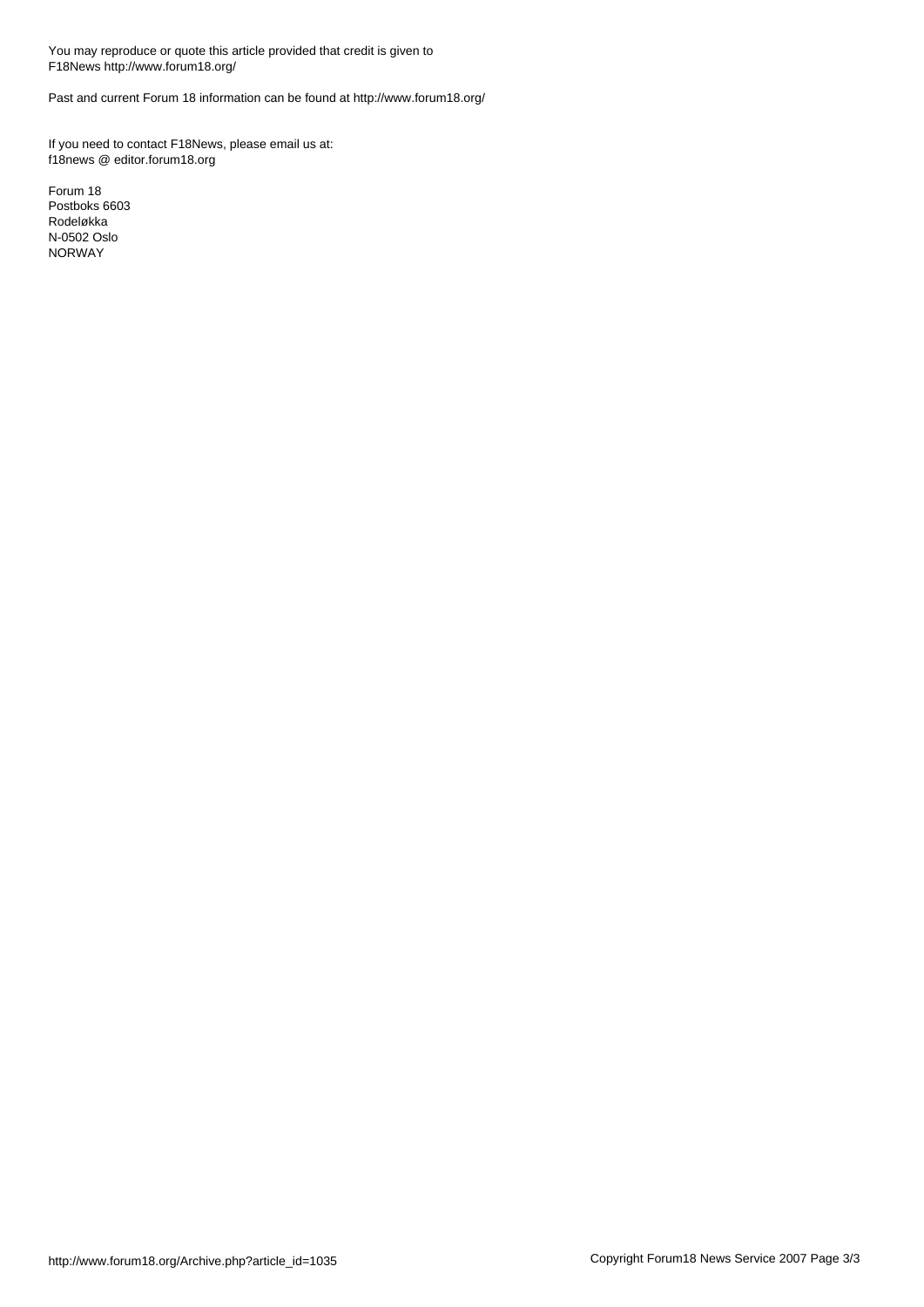You may reproduce or quote this article provided that credit is given to F18News http://www.forum18.org/

Past and current Forum 18 information can be found at http://www.forum18.org/

If you need to contact F18News, please email us at:
f18news @ editor.forum18.org

Forum 18
Postboks 6603
Rodeløkka
N-0502 Oslo
NORWAY